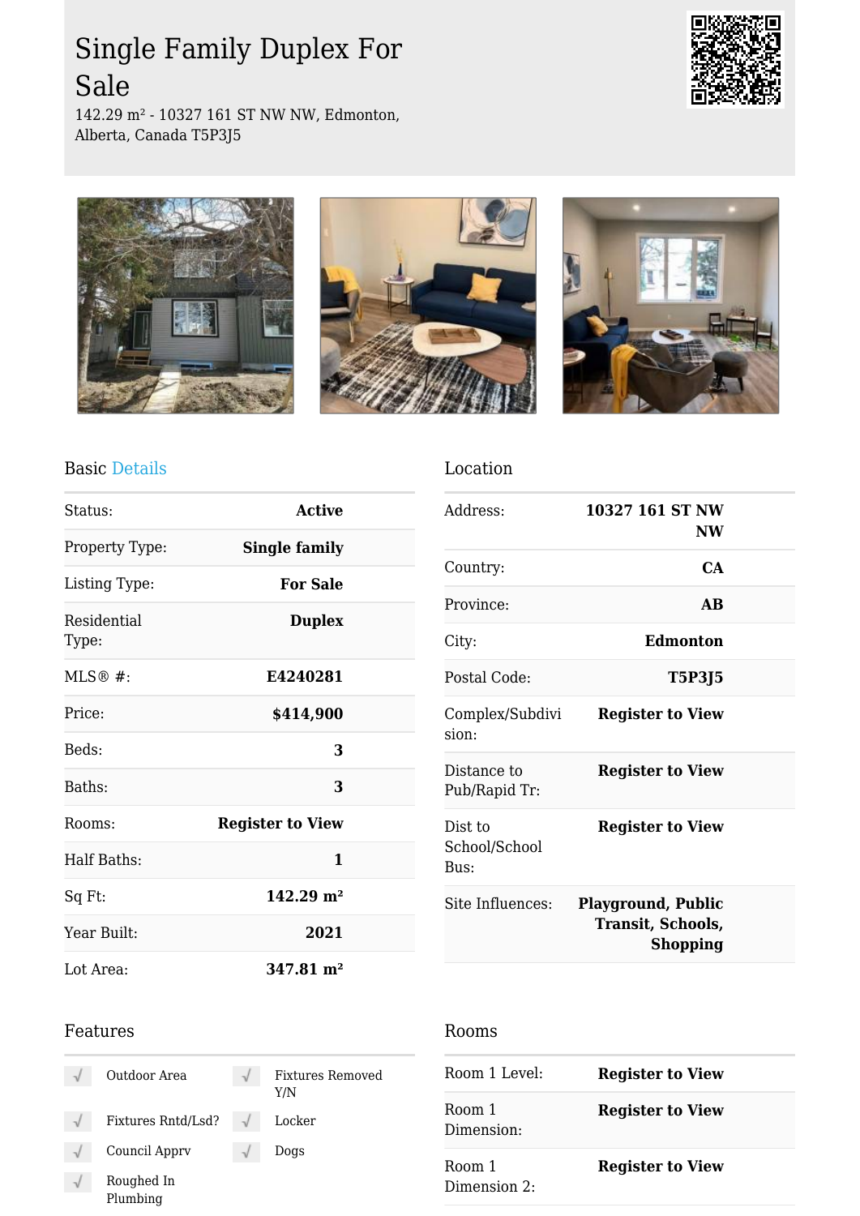# Single Family Duplex For Sale

142.29 m² - 10327 161 ST NW NW, Edmonton, Alberta, Canada T5P3J5

## Basic Details

| | |
|---|---|
| Status: | **Active** |
| Property Type: | **Single family** |
| Listing Type: | **For Sale** |
| Residential Type: | **Duplex** |
| MLS® #: | **E4240281** |
| Price: | **$414,900** |
| Beds: | **3** |
| Baths: | **3** |
| Rooms: | **Register to View** |
| Half Baths: | **1** |
| Sq Ft: | **142.29 m²** |
| Year Built: | **2021** |
| Lot Area: | **347.81 m²** |

## Location

| | |
|---|---|
| Address: | **10327 161 ST NW NW** |
| Country: | **CA** |
| Province: | **AB** |
| City: | **Edmonton** |
| Postal Code: | **T5P3J5** |
| Complex/Subdivision: | **Register to View** |
| Distance to Pub/Rapid Tr: | **Register to View** |
| Dist to School/School Bus: | **Register to View** |
| Site Influences: | **Playground, Public Transit, Schools, Shopping** |

## Features

- Outdoor Area
- Fixtures Removed Y/N
- Fixtures Rntd/Lsd?
- Locker
- Council Apprv
- Dogs
- Roughed In Plumbing

## Rooms

| | |
|---|---|
| Room 1 Level: | **Register to View** |
| Room 1 Dimension: | **Register to View** |
| Room 1 Dimension 2: | **Register to View** |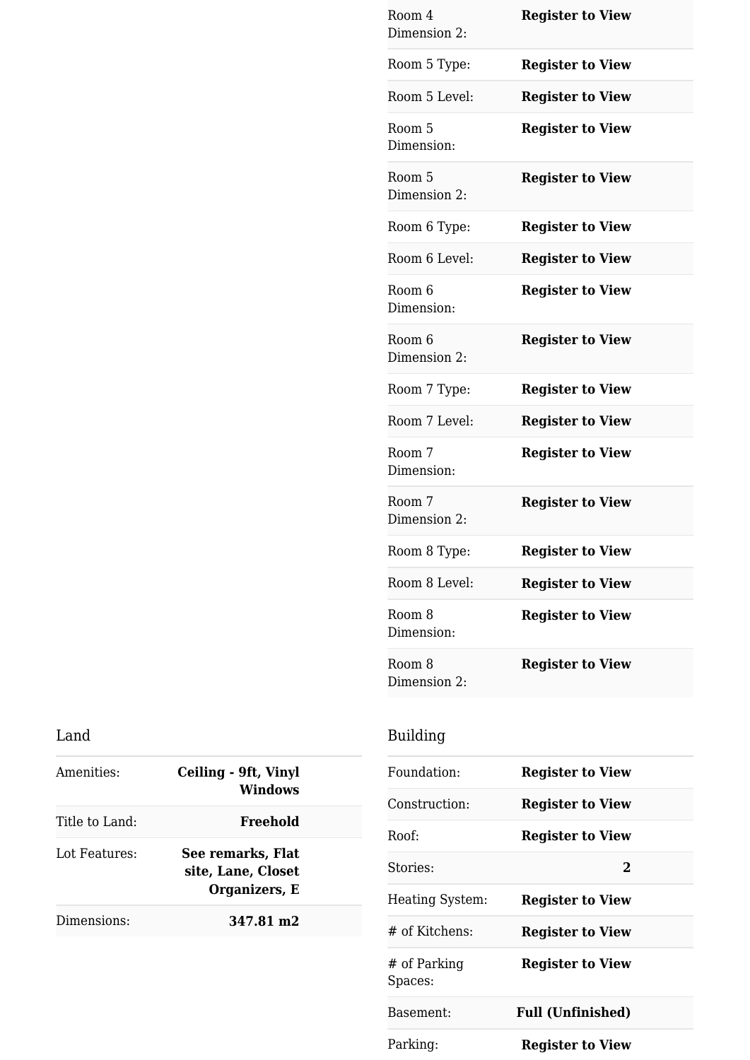| | |
|---|---|
| Room 4 Dimension 2: | **Register to View** |
| Room 5 Type: | **Register to View** |
| Room 5 Level: | **Register to View** |
| Room 5 Dimension: | **Register to View** |
| Room 5 Dimension 2: | **Register to View** |
| Room 6 Type: | **Register to View** |
| Room 6 Level: | **Register to View** |
| Room 6 Dimension: | **Register to View** |
| Room 6 Dimension 2: | **Register to View** |
| Room 7 Type: | **Register to View** |
| Room 7 Level: | **Register to View** |
| Room 7 Dimension: | **Register to View** |
| Room 7 Dimension 2: | **Register to View** |
| Room 8 Type: | **Register to View** |
| Room 8 Level: | **Register to View** |
| Room 8 Dimension: | **Register to View** |
| Room 8 Dimension 2: | **Register to View** |

## Land

| | |
|---|---|
| Amenities: | **Ceiling - 9ft, Vinyl Windows** |
| Title to Land: | **Freehold** |
| Lot Features: | **See remarks, Flat site, Lane, Closet Organizers, E** |
| Dimensions: | **347.81 m2** |

## Building

| | |
|---|---|
| Foundation: | **Register to View** |
| Construction: | **Register to View** |
| Roof: | **Register to View** |
| Stories: | **2** |
| Heating System: | **Register to View** |
| # of Kitchens: | **Register to View** |
| # of Parking Spaces: | **Register to View** |
| Basement: | **Full (Unfinished)** |
| Parking: | **Register to View** |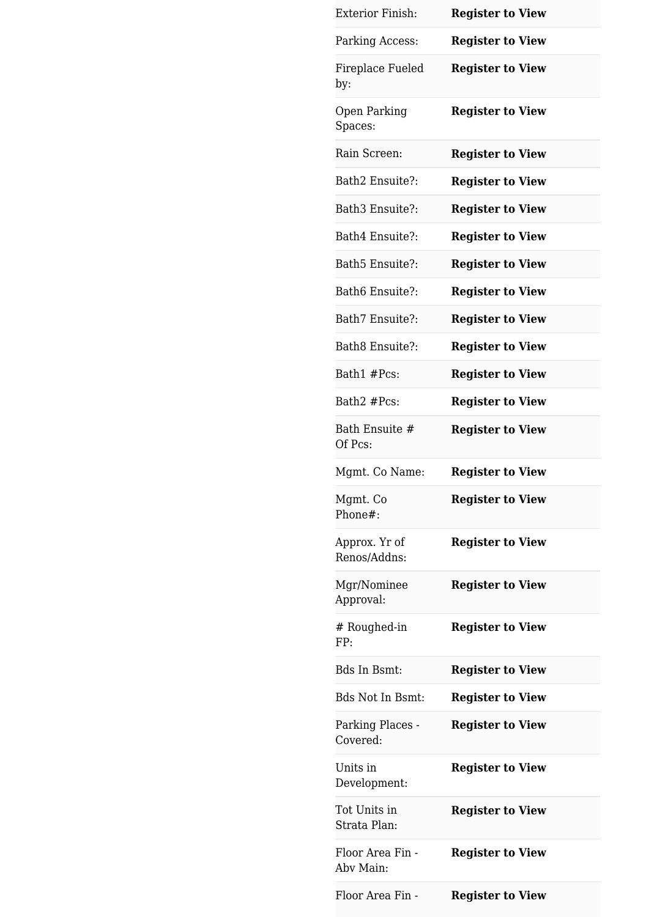| | |
|---|---|
| Exterior Finish: | **Register to View** |
| Parking Access: | **Register to View** |
| Fireplace Fueled by: | **Register to View** |
| Open Parking Spaces: | **Register to View** |
| Rain Screen: | **Register to View** |
| Bath2 Ensuite?: | **Register to View** |
| Bath3 Ensuite?: | **Register to View** |
| Bath4 Ensuite?: | **Register to View** |
| Bath5 Ensuite?: | **Register to View** |
| Bath6 Ensuite?: | **Register to View** |
| Bath7 Ensuite?: | **Register to View** |
| Bath8 Ensuite?: | **Register to View** |
| Bath1 #Pcs: | **Register to View** |
| Bath2 #Pcs: | **Register to View** |
| Bath Ensuite # Of Pcs: | **Register to View** |
| Mgmt. Co Name: | **Register to View** |
| Mgmt. Co Phone#: | **Register to View** |
| Approx. Yr of Renos/Addns: | **Register to View** |
| Mgr/Nominee Approval: | **Register to View** |
| # Roughed-in FP: | **Register to View** |
| Bds In Bsmt: | **Register to View** |
| Bds Not In Bsmt: | **Register to View** |
| Parking Places - Covered: | **Register to View** |
| Units in Development: | **Register to View** |
| Tot Units in Strata Plan: | **Register to View** |
| Floor Area Fin - Abv Main: | **Register to View** |
| Floor Area Fin - | **Register to View** |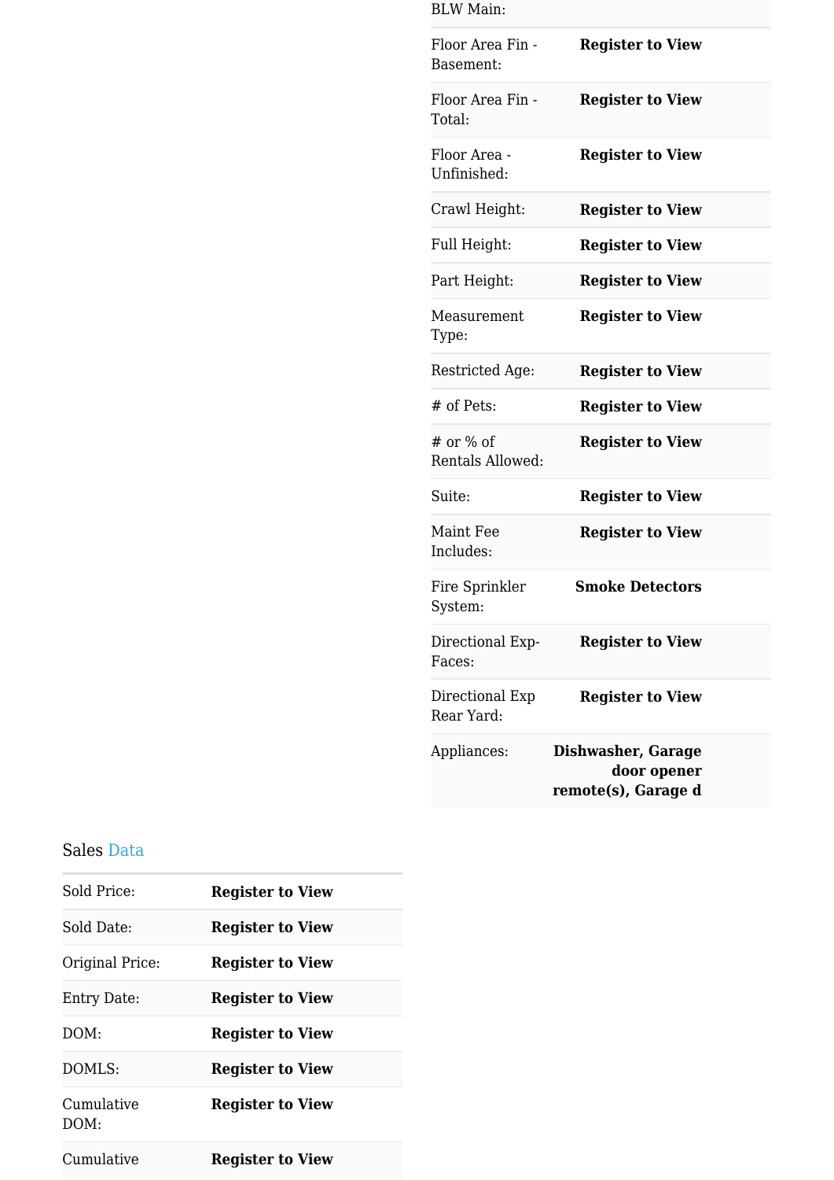| | |
|---|---|
| BLW Main: | |
| Floor Area Fin - Basement: | **Register to View** |
| Floor Area Fin - Total: | **Register to View** |
| Floor Area - Unfinished: | **Register to View** |
| Crawl Height: | **Register to View** |
| Full Height: | **Register to View** |
| Part Height: | **Register to View** |
| Measurement Type: | **Register to View** |
| Restricted Age: | **Register to View** |
| # of Pets: | **Register to View** |
| # or % of Rentals Allowed: | **Register to View** |
| Suite: | **Register to View** |
| Maint Fee Includes: | **Register to View** |
| Fire Sprinkler System: | **Smoke Detectors** |
| Directional Exp-Faces: | **Register to View** |
| Directional Exp Rear Yard: | **Register to View** |
| Appliances: | **Dishwasher, Garage door opener remote(s), Garage d** |

## Sales Data

| | |
|---|---|
| Sold Price: | **Register to View** |
| Sold Date: | **Register to View** |
| Original Price: | **Register to View** |
| Entry Date: | **Register to View** |
| DOM: | **Register to View** |
| DOMLS: | **Register to View** |
| Cumulative DOM: | **Register to View** |
| Cumulative | **Register to View** |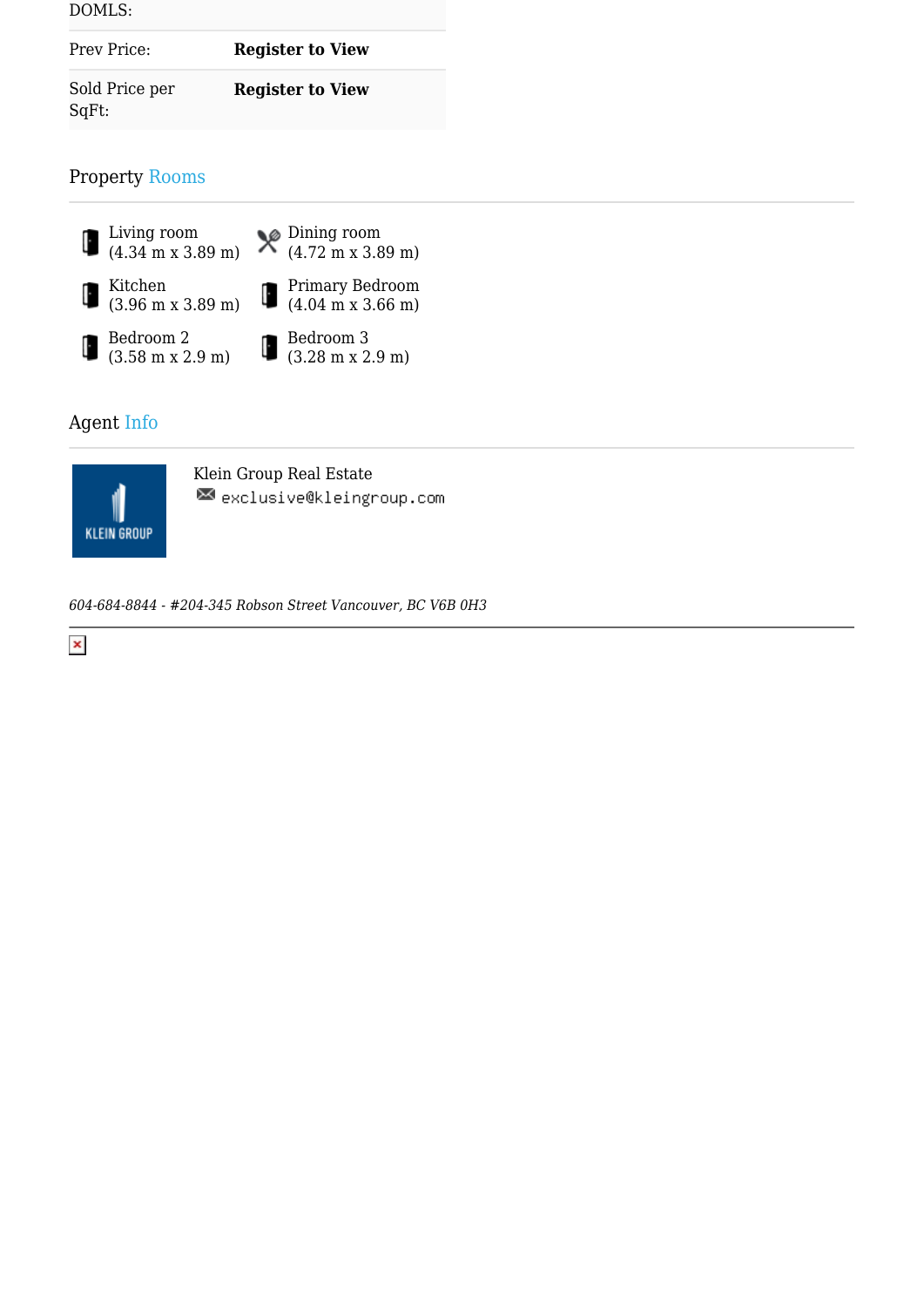| | |
|---|---|
| DOMLS: | |
| Prev Price: | **Register to View** |
| Sold Price per SqFt: | **Register to View** |

## Property Rooms

- Living room (4.34 m x 3.89 m)
- Dining room (4.72 m x 3.89 m)
- Kitchen (3.96 m x 3.89 m)
- Primary Bedroom (4.04 m x 3.66 m)
- Bedroom 2 (3.58 m x 2.9 m)
- Bedroom 3 (3.28 m x 2.9 m)

## Agent Info

Klein Group Real Estate
exclusive@kleingroup.com

*604-684-8844 - #204-345 Robson Street Vancouver, BC V6B 0H3*